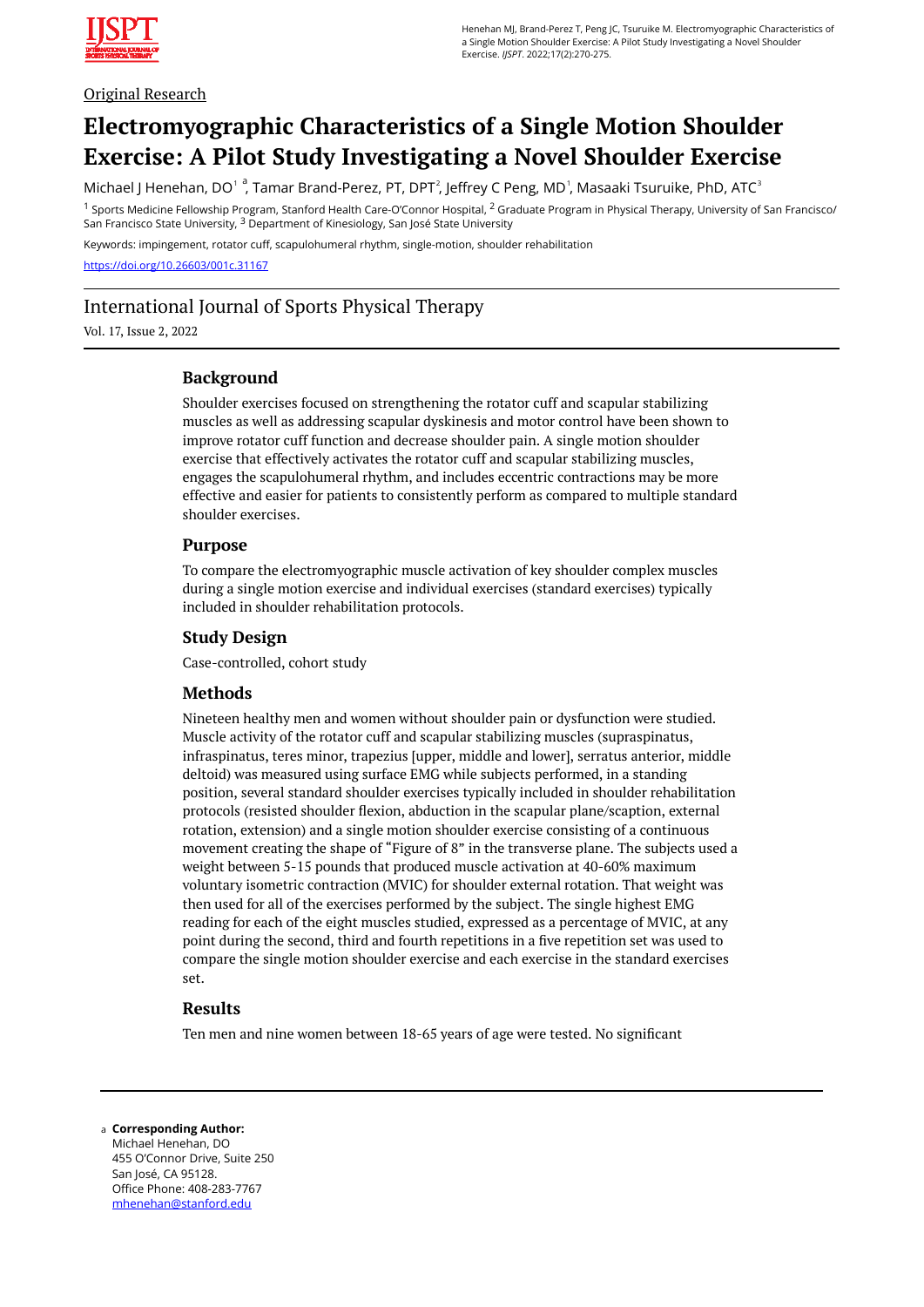Original Research

# Electromyographic Characteristics of a Single Motion Shoulder Exercise: A Pilot Study Investigating a Novel Shoulder Exercise

Michael J Henehan, DO[1] [a], Tamar Brand-Perez, PT, DPT[2], Jeffrey C Peng, MD[1], Masaaki Tsuruike, PhD, ATC[3]

[1] Sports Medicine Fellowship Program, Stanford Health Care-O'Connor Hospital, [2] Graduate Program in Physical Therapy, University of San Francisco/San Francisco State University, [3] Department of Kinesiology, San José State University

Keywords: impingement, rotator cuff, scapulohumeral rhythm, single-motion, shoulder rehabilitation

https://doi.org/10.26603/001c.31167

International Journal of Sports Physical Therapy

Vol. 17, Issue 2, 2022

## Background

Shoulder exercises focused on strengthening the rotator cuff and scapular stabilizing muscles as well as addressing scapular dyskinesis and motor control have been shown to improve rotator cuff function and decrease shoulder pain. A single motion shoulder exercise that effectively activates the rotator cuff and scapular stabilizing muscles, engages the scapulohumeral rhythm, and includes eccentric contractions may be more effective and easier for patients to consistently perform as compared to multiple standard shoulder exercises.

## Purpose

To compare the electromyographic muscle activation of key shoulder complex muscles during a single motion exercise and individual exercises (standard exercises) typically included in shoulder rehabilitation protocols.

## Study Design

Case-controlled, cohort study

## Methods

Nineteen healthy men and women without shoulder pain or dysfunction were studied. Muscle activity of the rotator cuff and scapular stabilizing muscles (supraspinatus, infraspinatus, teres minor, trapezius [upper, middle and lower], serratus anterior, middle deltoid) was measured using surface EMG while subjects performed, in a standing position, several standard shoulder exercises typically included in shoulder rehabilitation protocols (resisted shoulder flexion, abduction in the scapular plane/scaption, external rotation, extension) and a single motion shoulder exercise consisting of a continuous movement creating the shape of "Figure of 8" in the transverse plane. The subjects used a weight between 5-15 pounds that produced muscle activation at 40-60% maximum voluntary isometric contraction (MVIC) for shoulder external rotation. That weight was then used for all of the exercises performed by the subject. The single highest EMG reading for each of the eight muscles studied, expressed as a percentage of MVIC, at any point during the second, third and fourth repetitions in a five repetition set was used to compare the single motion shoulder exercise and each exercise in the standard exercises set.

## Results

Ten men and nine women between 18-65 years of age were tested. No significant

---

[a] **Corresponding Author:**
Michael Henehan, DO
455 O'Connor Drive, Suite 250
San José, CA 95128.
Office Phone: 408-283-7767
mhenehan@stanford.edu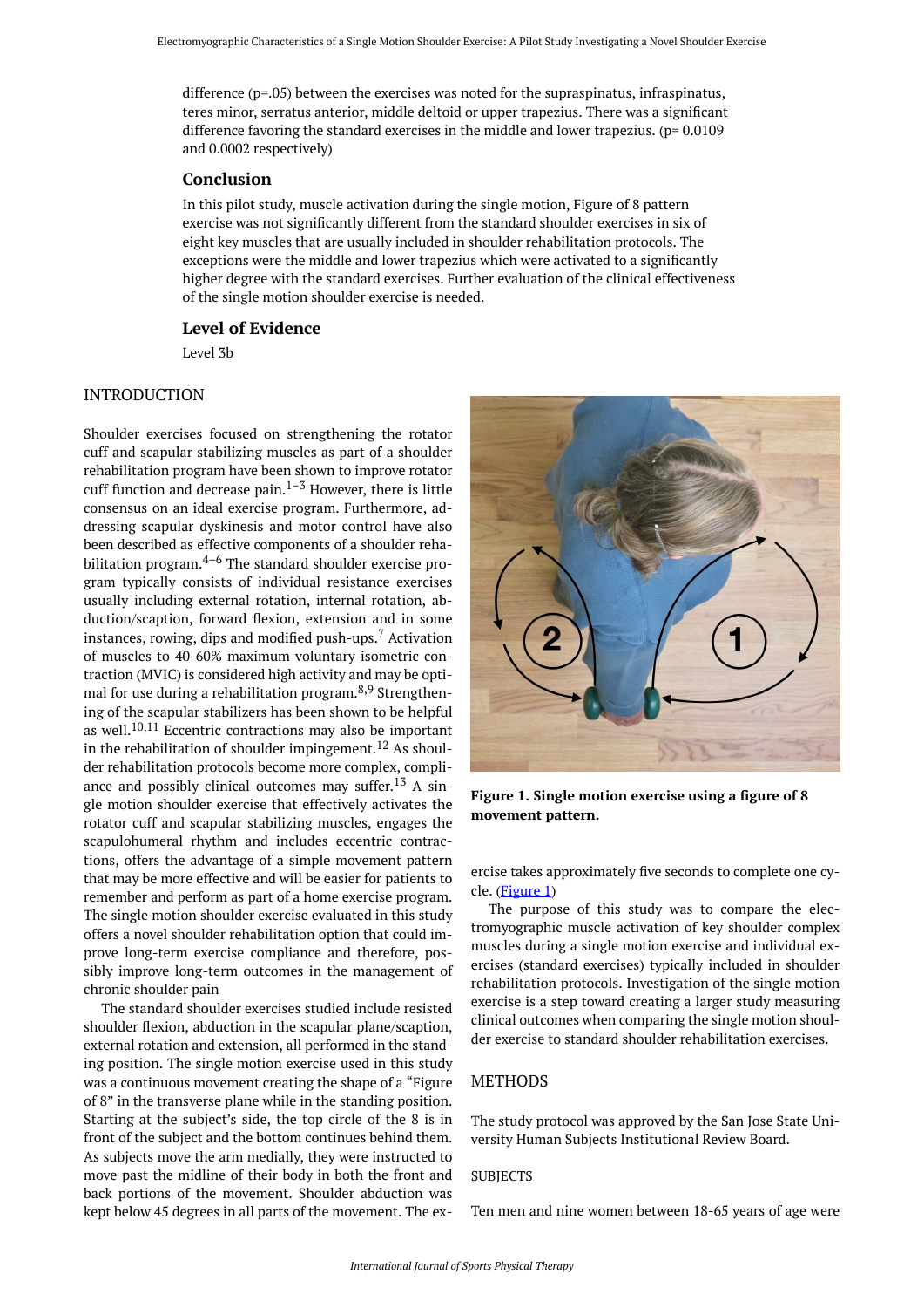difference (p=.05) between the exercises was noted for the supraspinatus, infraspinatus, teres minor, serratus anterior, middle deltoid or upper trapezius. There was a significant difference favoring the standard exercises in the middle and lower trapezius. (p= 0.0109 and 0.0002 respectively)

### Conclusion

In this pilot study, muscle activation during the single motion, Figure of 8 pattern exercise was not significantly different from the standard shoulder exercises in six of eight key muscles that are usually included in shoulder rehabilitation protocols. The exceptions were the middle and lower trapezius which were activated to a significantly higher degree with the standard exercises. Further evaluation of the clinical effectiveness of the single motion shoulder exercise is needed.

### Level of Evidence

Level 3b

## INTRODUCTION

Shoulder exercises focused on strengthening the rotator cuff and scapular stabilizing muscles as part of a shoulder rehabilitation program have been shown to improve rotator cuff function and decrease pain.[1–3] However, there is little consensus on an ideal exercise program. Furthermore, addressing scapular dyskinesis and motor control have also been described as effective components of a shoulder rehabilitation program.[4–6] The standard shoulder exercise program typically consists of individual resistance exercises usually including external rotation, internal rotation, abduction/scaption, forward flexion, extension and in some instances, rowing, dips and modified push-ups.[7] Activation of muscles to 40-60% maximum voluntary isometric contraction (MVIC) is considered high activity and may be optimal for use during a rehabilitation program.[8,9] Strengthening of the scapular stabilizers has been shown to be helpful as well.[10,11] Eccentric contractions may also be important in the rehabilitation of shoulder impingement.[12] As shoulder rehabilitation protocols become more complex, compliance and possibly clinical outcomes may suffer.[13] A single motion shoulder exercise that effectively activates the rotator cuff and scapular stabilizing muscles, engages the scapulohumeral rhythm and includes eccentric contractions, offers the advantage of a simple movement pattern that may be more effective and will be easier for patients to remember and perform as part of a home exercise program. The single motion shoulder exercise evaluated in this study offers a novel shoulder rehabilitation option that could improve long-term exercise compliance and therefore, possibly improve long-term outcomes in the management of chronic shoulder pain

The standard shoulder exercises studied include resisted shoulder flexion, abduction in the scapular plane/scaption, external rotation and extension, all performed in the standing position. The single motion exercise used in this study was a continuous movement creating the shape of a "Figure of 8" in the transverse plane while in the standing position. Starting at the subject's side, the top circle of the 8 is in front of the subject and the bottom continues behind them. As subjects move the arm medially, they were instructed to move past the midline of their body in both the front and back portions of the movement. Shoulder abduction was kept below 45 degrees in all parts of the movement. The exercise takes approximately five seconds to complete one cycle. (Figure 1)

**Figure 1. Single motion exercise using a figure of 8 movement pattern.**

The purpose of this study was to compare the electromyographic muscle activation of key shoulder complex muscles during a single motion exercise and individual exercises (standard exercises) typically included in shoulder rehabilitation protocols. Investigation of the single motion exercise is a step toward creating a larger study measuring clinical outcomes when comparing the single motion shoulder exercise to standard shoulder rehabilitation exercises.

## METHODS

The study protocol was approved by the San Jose State University Human Subjects Institutional Review Board.

### SUBJECTS

Ten men and nine women between 18-65 years of age were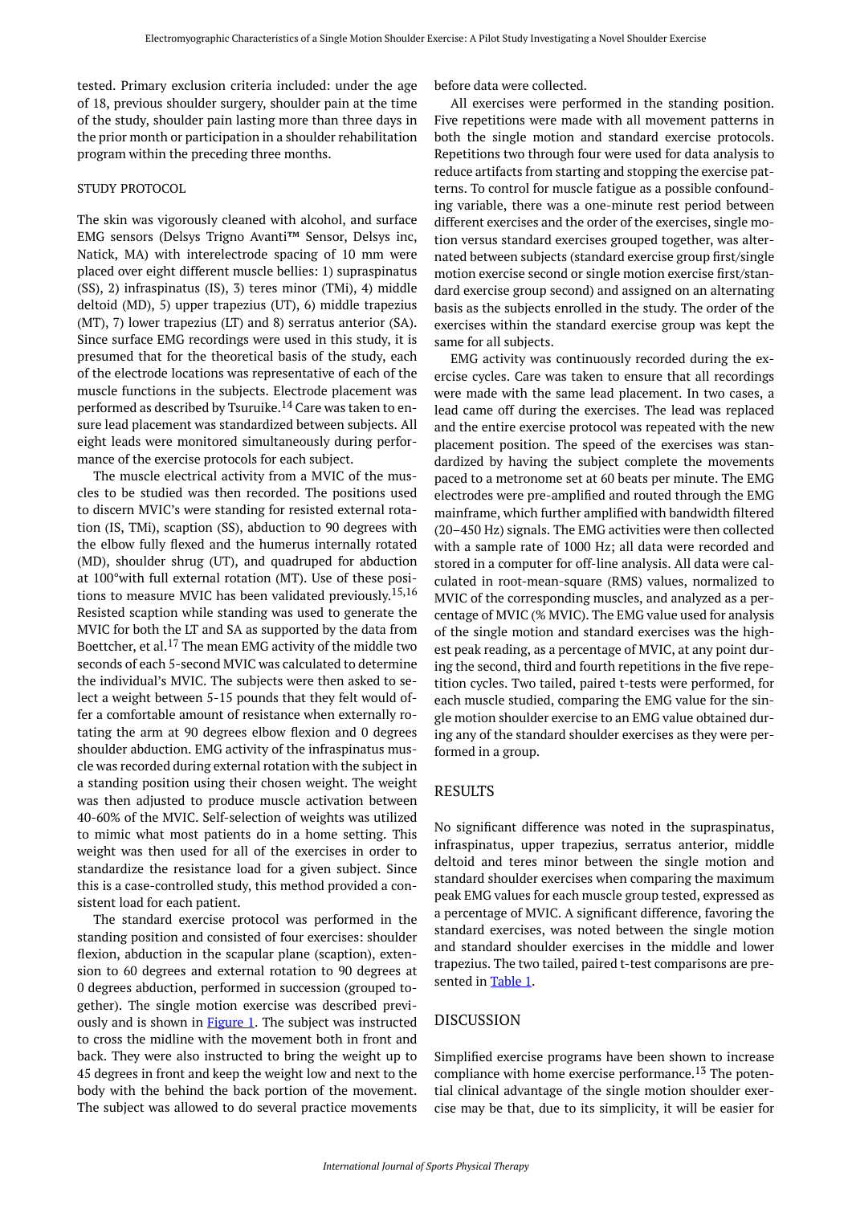tested. Primary exclusion criteria included: under the age of 18, previous shoulder surgery, shoulder pain at the time of the study, shoulder pain lasting more than three days in the prior month or participation in a shoulder rehabilitation program within the preceding three months.

## STUDY PROTOCOL

The skin was vigorously cleaned with alcohol, and surface EMG sensors (Delsys Trigno Avanti™ Sensor, Delsys inc, Natick, MA) with interelectrode spacing of 10 mm were placed over eight different muscle bellies: 1) supraspinatus (SS), 2) infraspinatus (IS), 3) teres minor (TMi), 4) middle deltoid (MD), 5) upper trapezius (UT), 6) middle trapezius (MT), 7) lower trapezius (LT) and 8) serratus anterior (SA). Since surface EMG recordings were used in this study, it is presumed that for the theoretical basis of the study, each of the electrode locations was representative of each of the muscle functions in the subjects. Electrode placement was performed as described by Tsuruike.[14] Care was taken to ensure lead placement was standardized between subjects. All eight leads were monitored simultaneously during performance of the exercise protocols for each subject.

The muscle electrical activity from a MVIC of the muscles to be studied was then recorded. The positions used to discern MVIC's were standing for resisted external rotation (IS, TMi), scaption (SS), abduction to 90 degrees with the elbow fully flexed and the humerus internally rotated (MD), shoulder shrug (UT), and quadruped for abduction at 100°with full external rotation (MT). Use of these positions to measure MVIC has been validated previously.[15,16] Resisted scaption while standing was used to generate the MVIC for both the LT and SA as supported by the data from Boettcher, et al.[17] The mean EMG activity of the middle two seconds of each 5-second MVIC was calculated to determine the individual's MVIC. The subjects were then asked to select a weight between 5-15 pounds that they felt would offer a comfortable amount of resistance when externally rotating the arm at 90 degrees elbow flexion and 0 degrees shoulder abduction. EMG activity of the infraspinatus muscle was recorded during external rotation with the subject in a standing position using their chosen weight. The weight was then adjusted to produce muscle activation between 40-60% of the MVIC. Self-selection of weights was utilized to mimic what most patients do in a home setting. This weight was then used for all of the exercises in order to standardize the resistance load for a given subject. Since this is a case-controlled study, this method provided a consistent load for each patient.

The standard exercise protocol was performed in the standing position and consisted of four exercises: shoulder flexion, abduction in the scapular plane (scaption), extension to 60 degrees and external rotation to 90 degrees at 0 degrees abduction, performed in succession (grouped together). The single motion exercise was described previously and is shown in Figure 1. The subject was instructed to cross the midline with the movement both in front and back. They were also instructed to bring the weight up to 45 degrees in front and keep the weight low and next to the body with the behind the back portion of the movement. The subject was allowed to do several practice movements before data were collected.

All exercises were performed in the standing position. Five repetitions were made with all movement patterns in both the single motion and standard exercise protocols. Repetitions two through four were used for data analysis to reduce artifacts from starting and stopping the exercise patterns. To control for muscle fatigue as a possible confounding variable, there was a one-minute rest period between different exercises and the order of the exercises, single motion versus standard exercises grouped together, was alternated between subjects (standard exercise group first/single motion exercise second or single motion exercise first/standard exercise group second) and assigned on an alternating basis as the subjects enrolled in the study. The order of the exercises within the standard exercise group was kept the same for all subjects.

EMG activity was continuously recorded during the exercise cycles. Care was taken to ensure that all recordings were made with the same lead placement. In two cases, a lead came off during the exercises. The lead was replaced and the entire exercise protocol was repeated with the new placement position. The speed of the exercises was standardized by having the subject complete the movements paced to a metronome set at 60 beats per minute. The EMG electrodes were pre-amplified and routed through the EMG mainframe, which further amplified with bandwidth filtered (20–450 Hz) signals. The EMG activities were then collected with a sample rate of 1000 Hz; all data were recorded and stored in a computer for off-line analysis. All data were calculated in root-mean-square (RMS) values, normalized to MVIC of the corresponding muscles, and analyzed as a percentage of MVIC (% MVIC). The EMG value used for analysis of the single motion and standard exercises was the highest peak reading, as a percentage of MVIC, at any point during the second, third and fourth repetitions in the five repetition cycles. Two tailed, paired t-tests were performed, for each muscle studied, comparing the EMG value for the single motion shoulder exercise to an EMG value obtained during any of the standard shoulder exercises as they were performed in a group.

## RESULTS

No significant difference was noted in the supraspinatus, infraspinatus, upper trapezius, serratus anterior, middle deltoid and teres minor between the single motion and standard shoulder exercises when comparing the maximum peak EMG values for each muscle group tested, expressed as a percentage of MVIC. A significant difference, favoring the standard exercises, was noted between the single motion and standard shoulder exercises in the middle and lower trapezius. The two tailed, paired t-test comparisons are presented in Table 1.

## DISCUSSION

Simplified exercise programs have been shown to increase compliance with home exercise performance.[13] The potential clinical advantage of the single motion shoulder exercise may be that, due to its simplicity, it will be easier for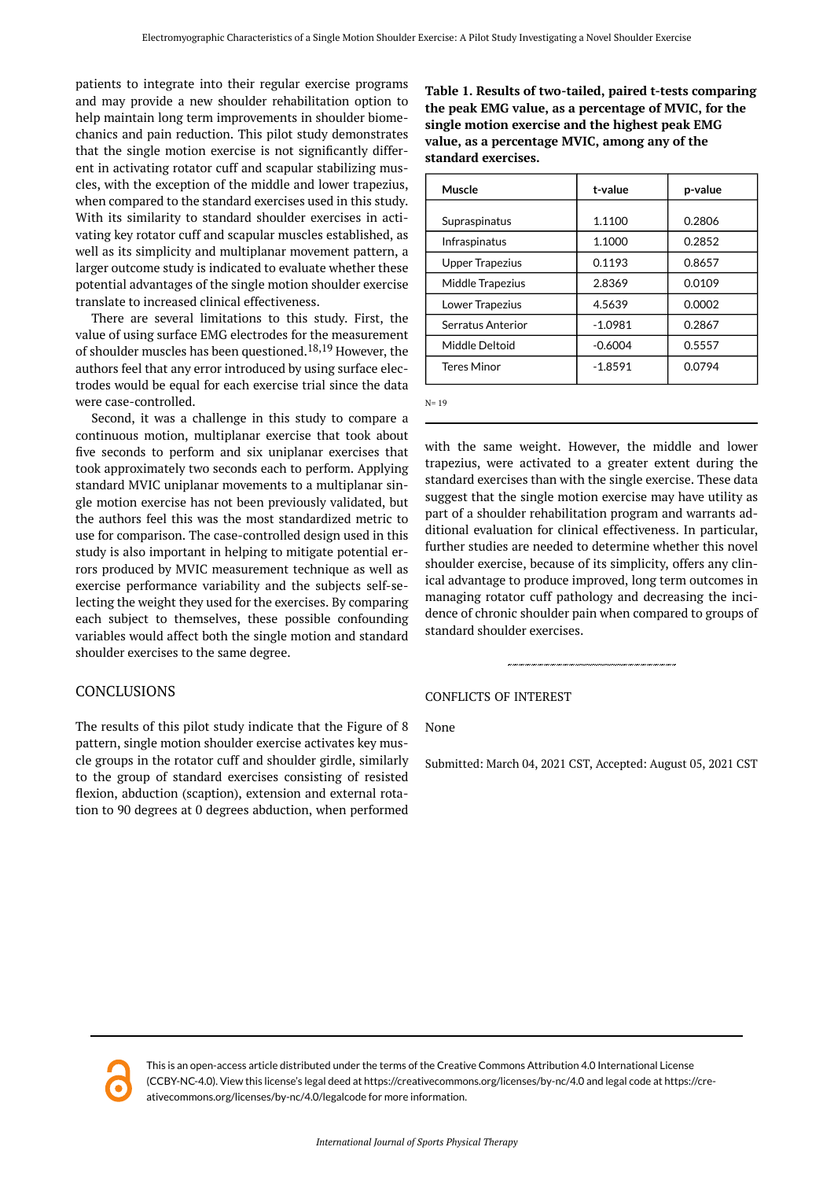patients to integrate into their regular exercise programs and may provide a new shoulder rehabilitation option to help maintain long term improvements in shoulder biomechanics and pain reduction. This pilot study demonstrates that the single motion exercise is not significantly different in activating rotator cuff and scapular stabilizing muscles, with the exception of the middle and lower trapezius, when compared to the standard exercises used in this study. With its similarity to standard shoulder exercises in activating key rotator cuff and scapular muscles established, as well as its simplicity and multiplanar movement pattern, a larger outcome study is indicated to evaluate whether these potential advantages of the single motion shoulder exercise translate to increased clinical effectiveness.

There are several limitations to this study. First, the value of using surface EMG electrodes for the measurement of shoulder muscles has been questioned.[18,19] However, the authors feel that any error introduced by using surface electrodes would be equal for each exercise trial since the data were case-controlled.

Second, it was a challenge in this study to compare a continuous motion, multiplanar exercise that took about five seconds to perform and six uniplanar exercises that took approximately two seconds each to perform. Applying standard MVIC uniplanar movements to a multiplanar single motion exercise has not been previously validated, but the authors feel this was the most standardized metric to use for comparison. The case-controlled design used in this study is also important in helping to mitigate potential errors produced by MVIC measurement technique as well as exercise performance variability and the subjects self-selecting the weight they used for the exercises. By comparing each subject to themselves, these possible confounding variables would affect both the single motion and standard shoulder exercises to the same degree.

**Table 1. Results of two-tailed, paired t-tests comparing the peak EMG value, as a percentage of MVIC, for the single motion exercise and the highest peak EMG value, as a percentage MVIC, among any of the standard exercises.**

| Muscle | t-value | p-value |
|---|---|---|
| Supraspinatus | 1.1100 | 0.2806 |
| Infraspinatus | 1.1000 | 0.2852 |
| Upper Trapezius | 0.1193 | 0.8657 |
| Middle Trapezius | 2.8369 | 0.0109 |
| Lower Trapezius | 4.5639 | 0.0002 |
| Serratus Anterior | -1.0981 | 0.2867 |
| Middle Deltoid | -0.6004 | 0.5557 |
| Teres Minor | -1.8591 | 0.0794 |

N= 19

## CONCLUSIONS

The results of this pilot study indicate that the Figure of 8 pattern, single motion shoulder exercise activates key muscle groups in the rotator cuff and shoulder girdle, similarly to the group of standard exercises consisting of resisted flexion, abduction (scaption), extension and external rotation to 90 degrees at 0 degrees abduction, when performed with the same weight. However, the middle and lower trapezius, were activated to a greater extent during the standard exercises than with the single exercise. These data suggest that the single motion exercise may have utility as part of a shoulder rehabilitation program and warrants additional evaluation for clinical effectiveness. In particular, further studies are needed to determine whether this novel shoulder exercise, because of its simplicity, offers any clinical advantage to produce improved, long term outcomes in managing rotator cuff pathology and decreasing the incidence of chronic shoulder pain when compared to groups of standard shoulder exercises.

## CONFLICTS OF INTEREST

None

Submitted: March 04, 2021 CST, Accepted: August 05, 2021 CST

This is an open-access article distributed under the terms of the Creative Commons Attribution 4.0 International License (CCBY-NC-4.0). View this license's legal deed at https://creativecommons.org/licenses/by-nc/4.0 and legal code at https://creativecommons.org/licenses/by-nc/4.0/legalcode for more information.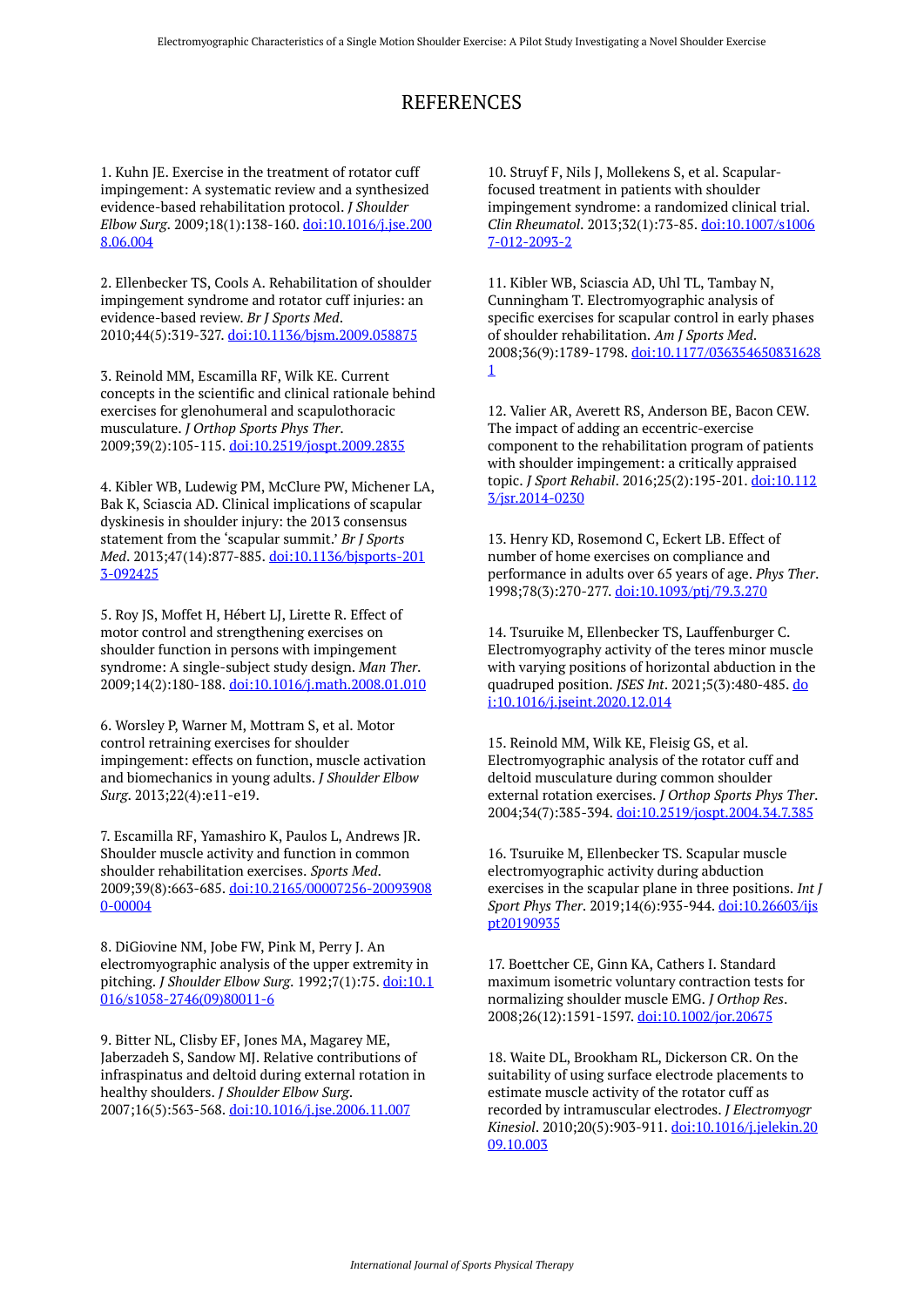# REFERENCES

1. Kuhn JE. Exercise in the treatment of rotator cuff impingement: A systematic review and a synthesized evidence-based rehabilitation protocol. *J Shoulder Elbow Surg*. 2009;18(1):138-160. doi:10.1016/j.jse.2008.06.004

2. Ellenbecker TS, Cools A. Rehabilitation of shoulder impingement syndrome and rotator cuff injuries: an evidence-based review. *Br J Sports Med*. 2010;44(5):319-327. doi:10.1136/bjsm.2009.058875

3. Reinold MM, Escamilla RF, Wilk KE. Current concepts in the scientific and clinical rationale behind exercises for glenohumeral and scapulothoracic musculature. *J Orthop Sports Phys Ther*. 2009;39(2):105-115. doi:10.2519/jospt.2009.2835

4. Kibler WB, Ludewig PM, McClure PW, Michener LA, Bak K, Sciascia AD. Clinical implications of scapular dyskinesis in shoulder injury: the 2013 consensus statement from the 'scapular summit.' *Br J Sports Med*. 2013;47(14):877-885. doi:10.1136/bjsports-2013-092425

5. Roy JS, Moffet H, Hébert LJ, Lirette R. Effect of motor control and strengthening exercises on shoulder function in persons with impingement syndrome: A single-subject study design. *Man Ther*. 2009;14(2):180-188. doi:10.1016/j.math.2008.01.010

6. Worsley P, Warner M, Mottram S, et al. Motor control retraining exercises for shoulder impingement: effects on function, muscle activation and biomechanics in young adults. *J Shoulder Elbow Surg*. 2013;22(4):e11-e19.

7. Escamilla RF, Yamashiro K, Paulos L, Andrews JR. Shoulder muscle activity and function in common shoulder rehabilitation exercises. *Sports Med*. 2009;39(8):663-685. doi:10.2165/00007256-200939080-00004

8. DiGiovine NM, Jobe FW, Pink M, Perry J. An electromyographic analysis of the upper extremity in pitching. *J Shoulder Elbow Surg*. 1992;7(1):75. doi:10.1016/s1058-2746(09)80011-6

9. Bitter NL, Clisby EF, Jones MA, Magarey ME, Jaberzadeh S, Sandow MJ. Relative contributions of infraspinatus and deltoid during external rotation in healthy shoulders. *J Shoulder Elbow Surg*. 2007;16(5):563-568. doi:10.1016/j.jse.2006.11.007

10. Struyf F, Nils J, Mollekens S, et al. Scapular-focused treatment in patients with shoulder impingement syndrome: a randomized clinical trial. *Clin Rheumatol*. 2013;32(1):73-85. doi:10.1007/s10067-012-2093-2

11. Kibler WB, Sciascia AD, Uhl TL, Tambay N, Cunningham T. Electromyographic analysis of specific exercises for scapular control in early phases of shoulder rehabilitation. *Am J Sports Med*. 2008;36(9):1789-1798. doi:10.1177/0363546508316281

12. Valier AR, Averett RS, Anderson BE, Bacon CEW. The impact of adding an eccentric-exercise component to the rehabilitation program of patients with shoulder impingement: a critically appraised topic. *J Sport Rehabil*. 2016;25(2):195-201. doi:10.1123/jsr.2014-0230

13. Henry KD, Rosemond C, Eckert LB. Effect of number of home exercises on compliance and performance in adults over 65 years of age. *Phys Ther*. 1998;78(3):270-277. doi:10.1093/ptj/79.3.270

14. Tsuruike M, Ellenbecker TS, Lauffenburger C. Electromyography activity of the teres minor muscle with varying positions of horizontal abduction in the quadruped position. *JSES Int*. 2021;5(3):480-485. doi:10.1016/j.jseint.2020.12.014

15. Reinold MM, Wilk KE, Fleisig GS, et al. Electromyographic analysis of the rotator cuff and deltoid musculature during common shoulder external rotation exercises. *J Orthop Sports Phys Ther*. 2004;34(7):385-394. doi:10.2519/jospt.2004.34.7.385

16. Tsuruike M, Ellenbecker TS. Scapular muscle electromyographic activity during abduction exercises in the scapular plane in three positions. *Int J Sport Phys Ther*. 2019;14(6):935-944. doi:10.26603/ijspt20190935

17. Boettcher CE, Ginn KA, Cathers I. Standard maximum isometric voluntary contraction tests for normalizing shoulder muscle EMG. *J Orthop Res*. 2008;26(12):1591-1597. doi:10.1002/jor.20675

18. Waite DL, Brookham RL, Dickerson CR. On the suitability of using surface electrode placements to estimate muscle activity of the rotator cuff as recorded by intramuscular electrodes. *J Electromyogr Kinesiol*. 2010;20(5):903-911. doi:10.1016/j.jelekin.2009.10.003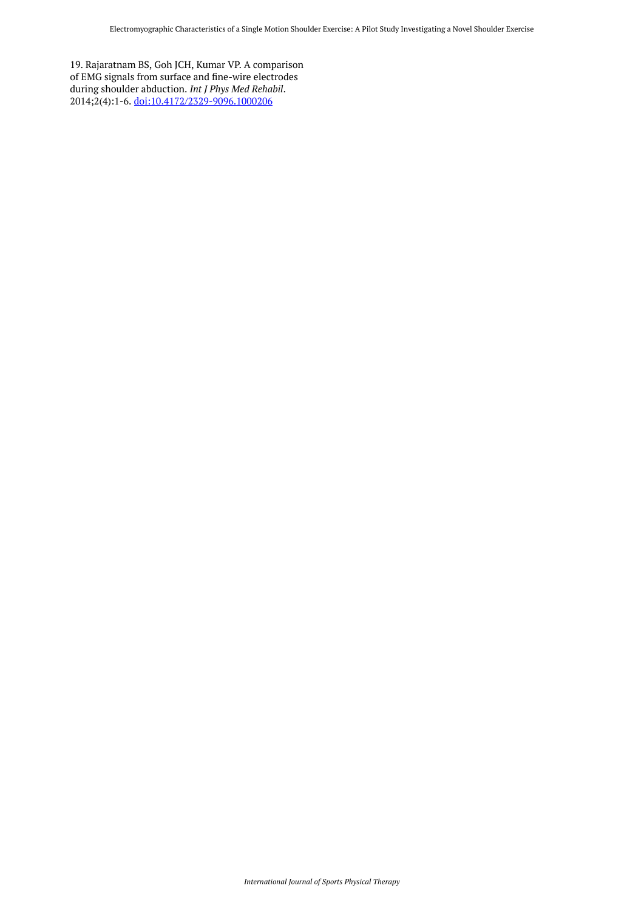19. Rajaratnam BS, Goh JCH, Kumar VP. A comparison of EMG signals from surface and fine-wire electrodes during shoulder abduction. *Int J Phys Med Rehabil*. 2014;2(4):1-6. [doi:10.4172/2329-9096.1000206](https://doi.org/10.4172/2329-9096.1000206)